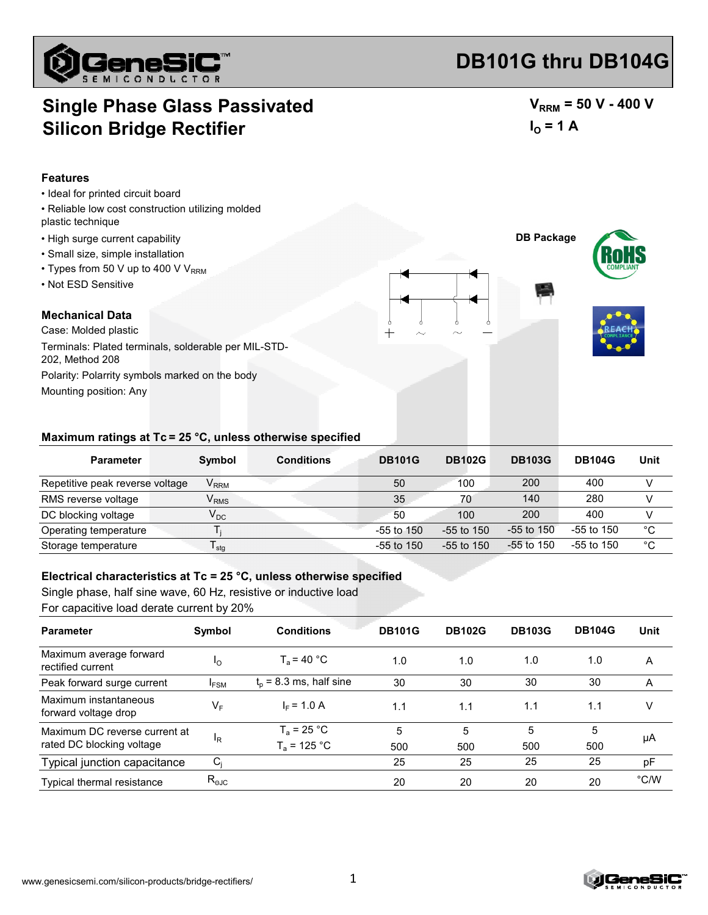# DB101G thru DB104G

## Single Phase Glass Passivated Silicon Bridge Rectifier

$V_{RRM}$ = 50 V - 400 V

$I_O$ = 1 A

### Features

- Ideal for printed circuit board
- Reliable low cost construction utilizing molded plastic technique
- High surge current capability
- Small size, simple installation
- Types from 50 V up to 400 V $V_{RRM}$
- Not ESD Sensitive

DB Package

### Mechanical Data

Case: Molded plastic

Terminals: Plated terminals, solderable per MIL-STD-202, Method 208

Polarity: Polarity symbols marked on the body

Mounting position: Any

### Maximum ratings at Tc = 25 °C, unless otherwise specified

| Parameter | Symbol | Conditions | DB101G | DB102G | DB103G | DB104G | Unit |
|---|---|---|---|---|---|---|---|
| Repetitive peak reverse voltage | $V_{RRM}$ | | 50 | 100 | 200 | 400 | V |
| RMS reverse voltage | $V_{RMS}$ | | 35 | 70 | 140 | 280 | V |
| DC blocking voltage | $V_{DC}$ | | 50 | 100 | 200 | 400 | V |
| Operating temperature | $T_j$ | | -55 to 150 | -55 to 150 | -55 to 150 | -55 to 150 | °C |
| Storage temperature | $T_{stg}$ | | -55 to 150 | -55 to 150 | -55 to 150 | -55 to 150 | °C |

### Electrical characteristics at Tc = 25 °C, unless otherwise specified

Single phase, half sine wave, 60 Hz, resistive or inductive load

For capacitive load derate current by 20%

| Parameter | Symbol | Conditions | DB101G | DB102G | DB103G | DB104G | Unit |
|---|---|---|---|---|---|---|---|
| Maximum average forward rectified current | $I_O$ | $T_a$ = 40 °C | 1.0 | 1.0 | 1.0 | 1.0 | A |
| Peak forward surge current | $I_{FSM}$ | $t_p$ = 8.3 ms, half sine | 30 | 30 | 30 | 30 | A |
| Maximum instantaneous forward voltage drop | $V_F$ | $I_F$ = 1.0 A | 1.1 | 1.1 | 1.1 | 1.1 | V |
| Maximum DC reverse current at rated DC blocking voltage | $I_R$ | $T_a$ = 25 °C | 5 | 5 | 5 | 5 | µA |
| | | $T_a$ = 125 °C | 500 | 500 | 500 | 500 | |
| Typical junction capacitance | $C_j$ | | 25 | 25 | 25 | 25 | pF |
| Typical thermal resistance | $R_{\theta JC}$ | | 20 | 20 | 20 | 20 | °C/W |

www.genesicsemi.com/silicon-products/bridge-rectifiers/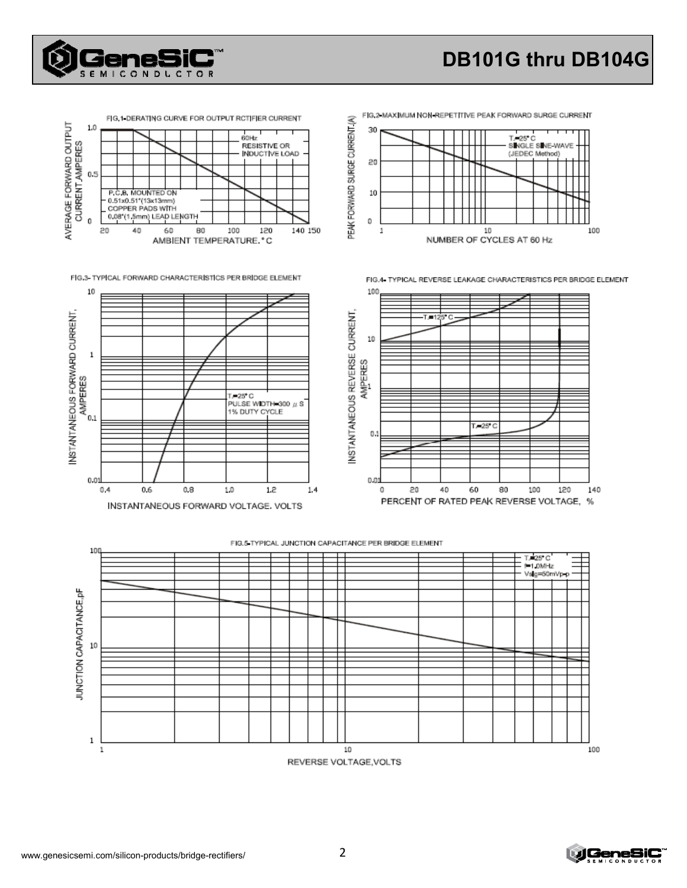# DB101G thru DB104G

FIG.1-DERATING CURVE FOR OUTPUT RCTIFIER CURRENT

AVERAGE FORWARD OUTPUT CURRENT,AMPERES

60Hz
RESISTIVE OR
INDUCTIVE LOAD

P.C.B. MOUNTED ON
0.51x0.51"(13x13mm)
COPPER PADS WITH
0.08"(1.5mm) LEAD LENGTH

AMBIENT TEMPERATURE, °C

FIG.2-MAXIMUM NON-REPETITIVE PEAK FORWARD SURGE CURRENT

PEAK FORWARD SURGE CURRENT,(A)

$T_J$=25° C
SINGLE SINE-WAVE
(JEDEC Method)

NUMBER OF CYCLES AT 60 Hz

FIG.3- TYPICAL FORWARD CHARACTERISTICS PER BRIDGE ELEMENT

INSTANTANEOUS FORWARD CURRENT, AMPERES

$T_J$=25° C
PULSE WIDTH=300 μ S
1% DUTY CYCLE

INSTANTANEOUS FORWARD VOLTAGE, VOLTS

FIG.4- TYPICAL REVERSE LEAKAGE CHARACTERISTICS PER BRIDGE ELEMENT

INSTANTANEOUS REVERSE CURRENT, AMPERES

$T_J$=125° C

$T_J$=25° C

PERCENT OF RATED PEAK REVERSE VOLTAGE, %

FIG.5-TYPICAL JUNCTION CAPACITANCE PER BRIDGE ELEMENT

JUNCTION CAPACITANCE,pF

$T_J$=25° C
f=1.0MHz
Vsig=50mVp-p

REVERSE VOLTAGE,VOLTS

www.genesicsemi.com/silicon-products/bridge-rectifiers/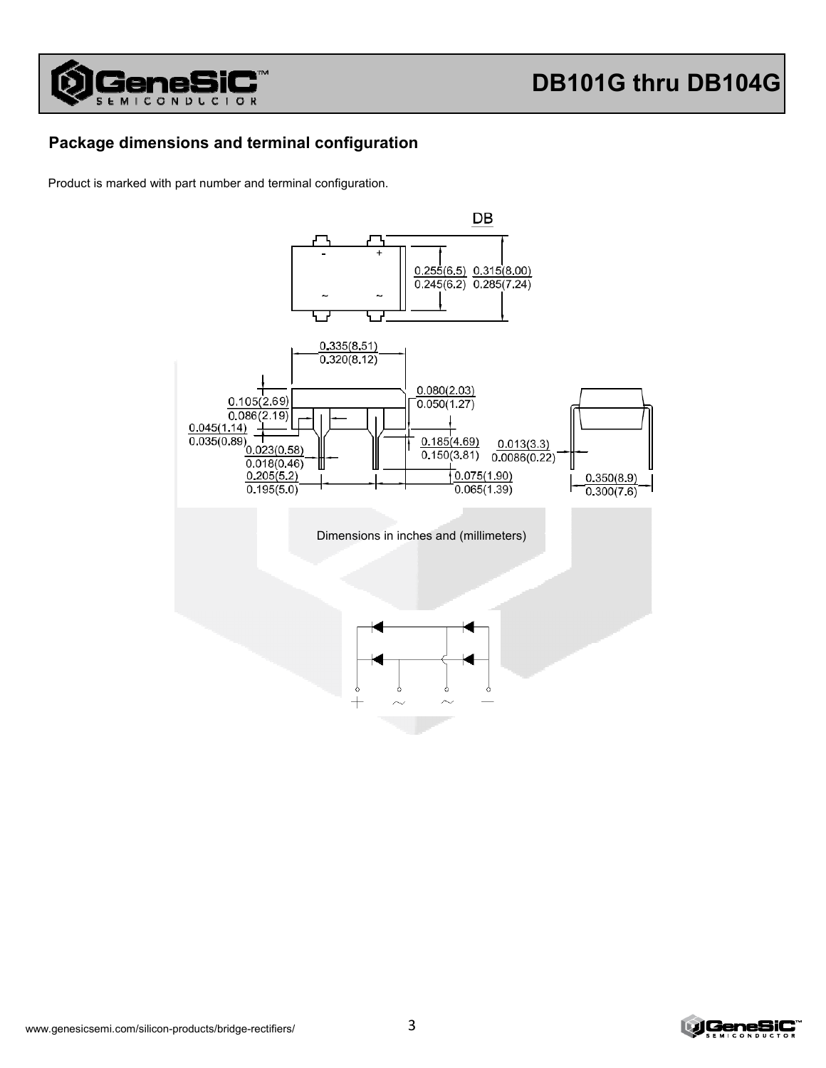## Package dimensions and terminal configuration

Product is marked with part number and terminal configuration.

DB

0.255(6.5)
0.245(6.2)

0.315(8.00)
0.285(7.24)

0.335(8.51)
0.320(8.12)

0.105(2.69)
0.086(2.19)

0.045(1.14)
0.035(0.89)

0.023(0.58)
0.018(0.46)

0.205(5.2)
0.195(5.0)

0.080(2.03)
0.050(1.27)

0.185(4.69)
0.150(3.81)

0.075(1.90)
0.065(1.39)

0.013(3.3)
0.0086(0.22)

0.350(8.9)
0.300(7.6)

Dimensions in inches and (millimeters)

+ ~ ~ —